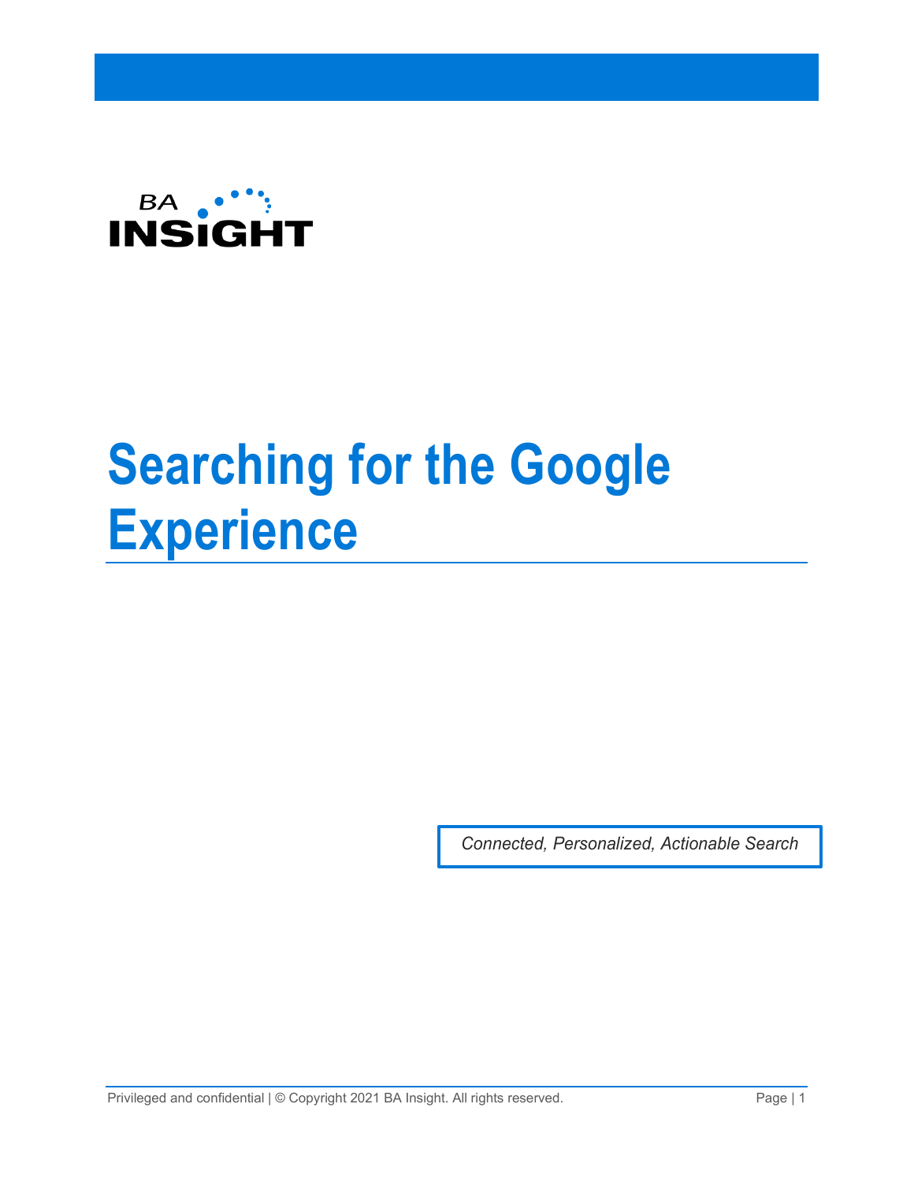BA INSIGHT

# Searching for the Google Experience

*Connected, Personalized, Actionable Search*

Privileged and confidential | © Copyright 2021 BA Insight. All rights reserved.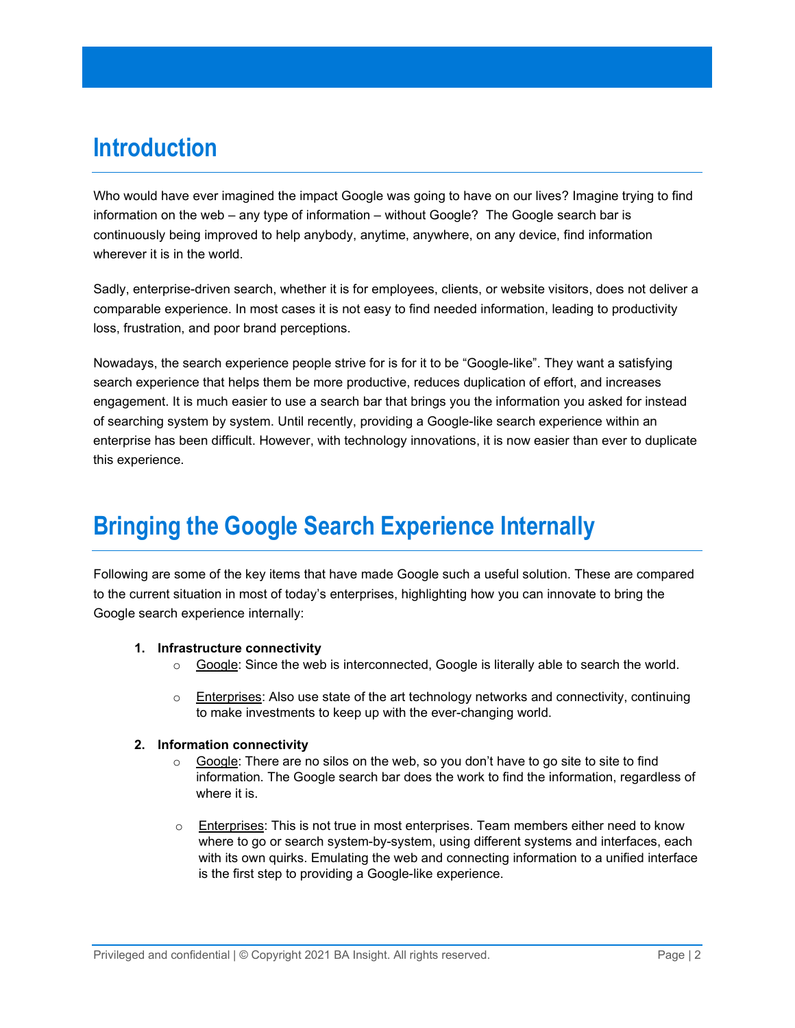# Introduction

Who would have ever imagined the impact Google was going to have on our lives? Imagine trying to find information on the web – any type of information – without Google? The Google search bar is continuously being improved to help anybody, anytime, anywhere, on any device, find information wherever it is in the world.

Sadly, enterprise-driven search, whether it is for employees, clients, or website visitors, does not deliver a comparable experience. In most cases it is not easy to find needed information, leading to productivity loss, frustration, and poor brand perceptions.

Nowadays, the search experience people strive for is for it to be "Google-like". They want a satisfying search experience that helps them be more productive, reduces duplication of effort, and increases engagement. It is much easier to use a search bar that brings you the information you asked for instead of searching system by system. Until recently, providing a Google-like search experience within an enterprise has been difficult. However, with technology innovations, it is now easier than ever to duplicate this experience.

# Bringing the Google Search Experience Internally

Following are some of the key items that have made Google such a useful solution. These are compared to the current situation in most of today's enterprises, highlighting how you can innovate to bring the Google search experience internally:

1. **Infrastructure connectivity**
   - Google: Since the web is interconnected, Google is literally able to search the world.
   - Enterprises: Also use state of the art technology networks and connectivity, continuing to make investments to keep up with the ever-changing world.

2. **Information connectivity**
   - Google: There are no silos on the web, so you don't have to go site to site to find information. The Google search bar does the work to find the information, regardless of where it is.
   - Enterprises: This is not true in most enterprises. Team members either need to know where to go or search system-by-system, using different systems and interfaces, each with its own quirks. Emulating the web and connecting information to a unified interface is the first step to providing a Google-like experience.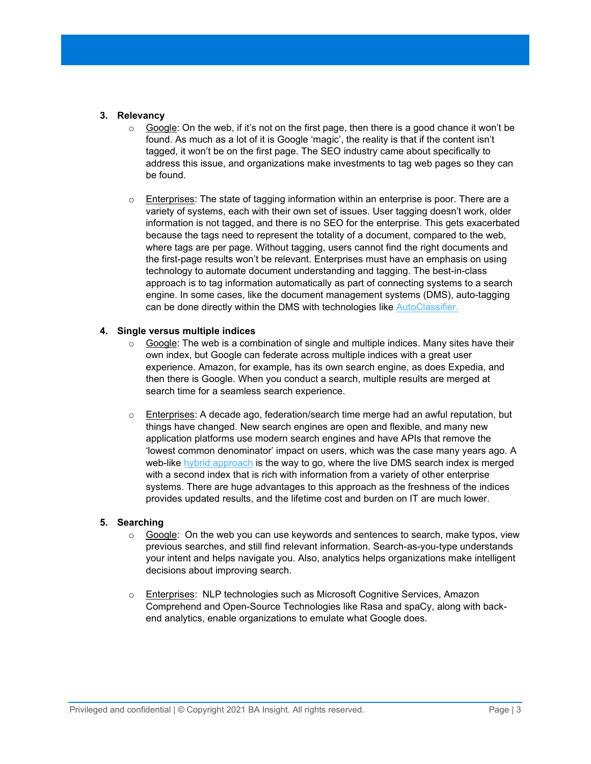3. **Relevancy**
   - Google: On the web, if it's not on the first page, then there is a good chance it won't be found. As much as a lot of it is Google 'magic', the reality is that if the content isn't tagged, it won't be on the first page. The SEO industry came about specifically to address this issue, and organizations make investments to tag web pages so they can be found.

   - Enterprises: The state of tagging information within an enterprise is poor. There are a variety of systems, each with their own set of issues. User tagging doesn't work, older information is not tagged, and there is no SEO for the enterprise. This gets exacerbated because the tags need to represent the totality of a document, compared to the web, where tags are per page. Without tagging, users cannot find the right documents and the first-page results won't be relevant. Enterprises must have an emphasis on using technology to automate document understanding and tagging. The best-in-class approach is to tag information automatically as part of connecting systems to a search engine. In some cases, like the document management systems (DMS), auto-tagging can be done directly within the DMS with technologies like AutoClassifier.

4. **Single versus multiple indices**
   - Google: The web is a combination of single and multiple indices. Many sites have their own index, but Google can federate across multiple indices with a great user experience. Amazon, for example, has its own search engine, as does Expedia, and then there is Google. When you conduct a search, multiple results are merged at search time for a seamless search experience.

   - Enterprises: A decade ago, federation/search time merge had an awful reputation, but things have changed. New search engines are open and flexible, and many new application platforms use modern search engines and have APIs that remove the 'lowest common denominator' impact on users, which was the case many years ago. A web-like hybrid approach is the way to go, where the live DMS search index is merged with a second index that is rich with information from a variety of other enterprise systems. There are huge advantages to this approach as the freshness of the indices provides updated results, and the lifetime cost and burden on IT are much lower.

5. **Searching**
   - Google: On the web you can use keywords and sentences to search, make typos, view previous searches, and still find relevant information. Search-as-you-type understands your intent and helps navigate you. Also, analytics helps organizations make intelligent decisions about improving search.

   - Enterprises: NLP technologies such as Microsoft Cognitive Services, Amazon Comprehend and Open-Source Technologies like Rasa and spaCy, along with back-end analytics, enable organizations to emulate what Google does.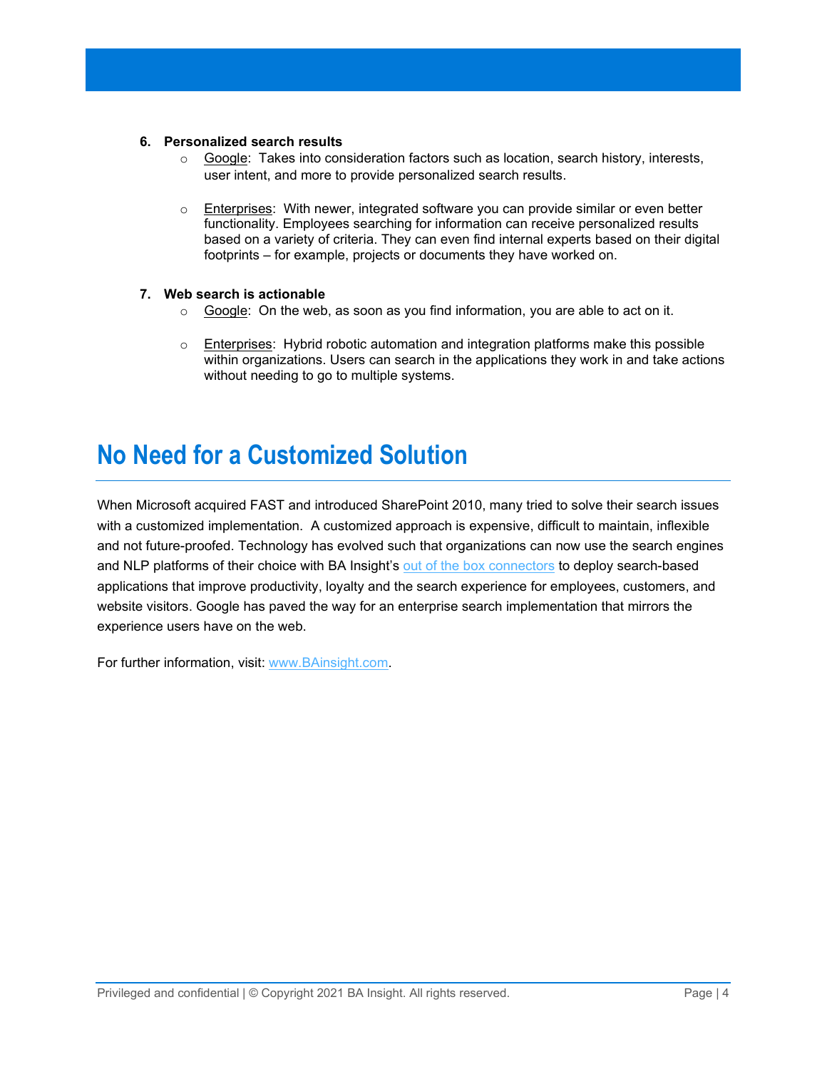6. **Personalized search results**
    - Google: Takes into consideration factors such as location, search history, interests, user intent, and more to provide personalized search results.

    - Enterprises: With newer, integrated software you can provide similar or even better functionality. Employees searching for information can receive personalized results based on a variety of criteria. They can even find internal experts based on their digital footprints – for example, projects or documents they have worked on.

7. **Web search is actionable**
    - Google: On the web, as soon as you find information, you are able to act on it.

    - Enterprises: Hybrid robotic automation and integration platforms make this possible within organizations. Users can search in the applications they work in and take actions without needing to go to multiple systems.

# No Need for a Customized Solution

When Microsoft acquired FAST and introduced SharePoint 2010, many tried to solve their search issues with a customized implementation. A customized approach is expensive, difficult to maintain, inflexible and not future-proofed. Technology has evolved such that organizations can now use the search engines and NLP platforms of their choice with BA Insight's out of the box connectors to deploy search-based applications that improve productivity, loyalty and the search experience for employees, customers, and website visitors. Google has paved the way for an enterprise search implementation that mirrors the experience users have on the web.

For further information, visit: www.BAinsight.com.